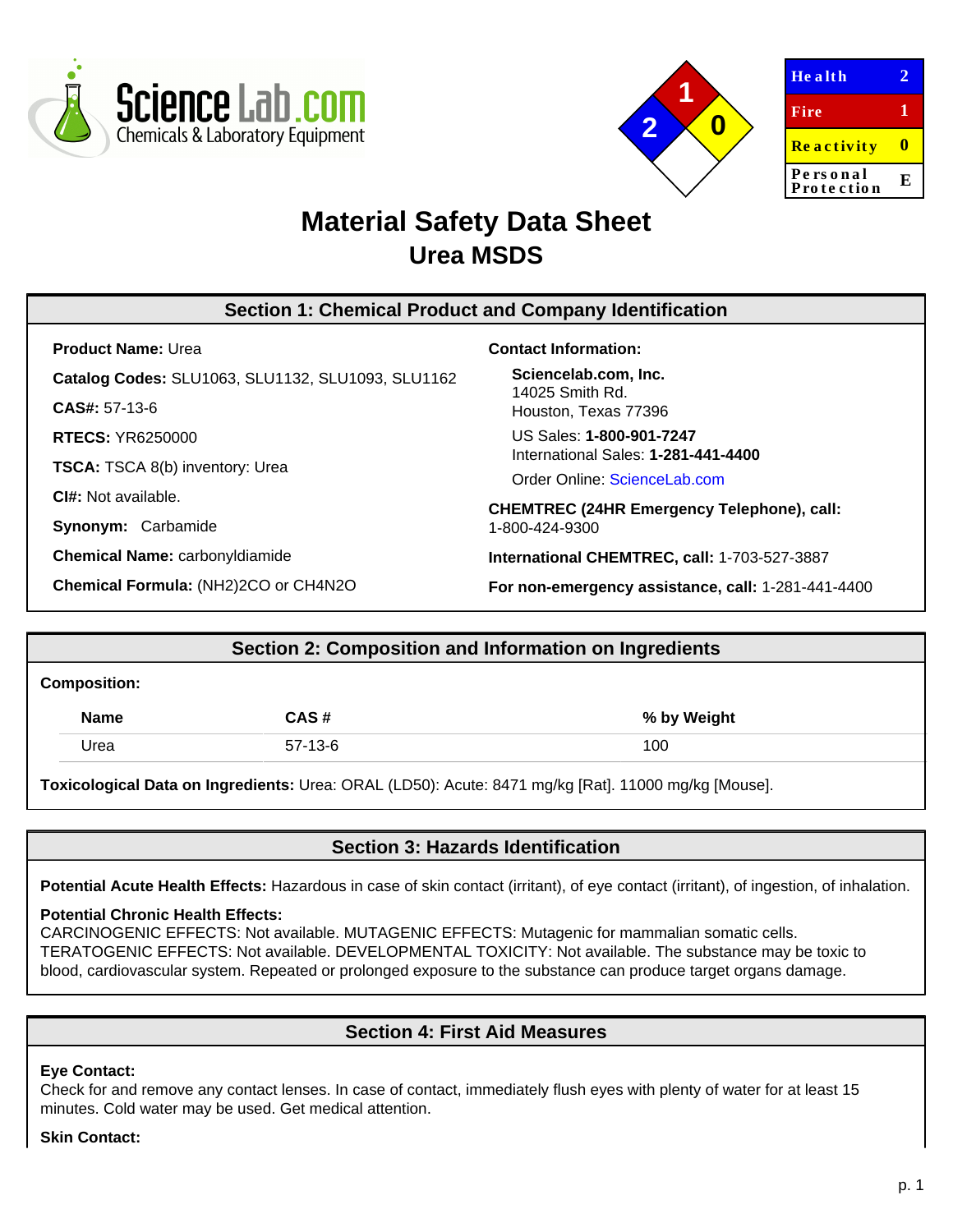ScienceLab.com Chemicals & Laboratory Equipment

| Health | 2 |
|---|---|
| Fire | 1 |
| Reactivity | 0 |
| Personal Protection | E |

# Material Safety Data Sheet
## Urea MSDS

## Section 1: Chemical Product and Company Identification

**Product Name:** Urea

**Catalog Codes:** SLU1063, SLU1132, SLU1093, SLU1162

**CAS#:** 57-13-6

**RTECS:** YR6250000

**TSCA:** TSCA 8(b) inventory: Urea

**CI#:** Not available.

**Synonym:** Carbamide

**Chemical Name:** carbonyldiamide

**Chemical Formula:** $(NH_2)_2CO$ or $CH_4N_2O$

**Contact Information:**

**Sciencelab.com, Inc.**
14025 Smith Rd.
Houston, Texas 77396

US Sales: **1-800-901-7247**
International Sales: **1-281-441-4400**

Order Online: ScienceLab.com

**CHEMTREC (24HR Emergency Telephone), call:**
1-800-424-9300

**International CHEMTREC, call:** 1-703-527-3887

**For non-emergency assistance, call:** 1-281-441-4400

## Section 2: Composition and Information on Ingredients

**Composition:**

| Name | CAS # | % by Weight |
|---|---|---|
| Urea | 57-13-6 | 100 |

**Toxicological Data on Ingredients:** Urea: ORAL (LD50): Acute: 8471 mg/kg [Rat]. 11000 mg/kg [Mouse].

## Section 3: Hazards Identification

**Potential Acute Health Effects:** Hazardous in case of skin contact (irritant), of eye contact (irritant), of ingestion, of inhalation.

**Potential Chronic Health Effects:**
CARCINOGENIC EFFECTS: Not available. MUTAGENIC EFFECTS: Mutagenic for mammalian somatic cells. TERATOGENIC EFFECTS: Not available. DEVELOPMENTAL TOXICITY: Not available. The substance may be toxic to blood, cardiovascular system. Repeated or prolonged exposure to the substance can produce target organs damage.

## Section 4: First Aid Measures

**Eye Contact:**
Check for and remove any contact lenses. In case of contact, immediately flush eyes with plenty of water for at least 15 minutes. Cold water may be used. Get medical attention.

**Skin Contact:**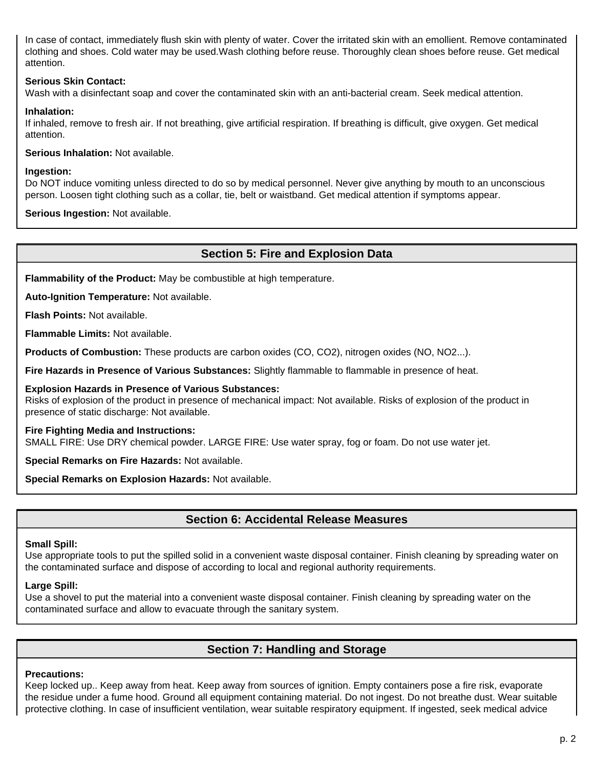In case of contact, immediately flush skin with plenty of water. Cover the irritated skin with an emollient. Remove contaminated clothing and shoes. Cold water may be used.Wash clothing before reuse. Thoroughly clean shoes before reuse. Get medical attention.

**Serious Skin Contact:**
Wash with a disinfectant soap and cover the contaminated skin with an anti-bacterial cream. Seek medical attention.

**Inhalation:**
If inhaled, remove to fresh air. If not breathing, give artificial respiration. If breathing is difficult, give oxygen. Get medical attention.

**Serious Inhalation:** Not available.

**Ingestion:**
Do NOT induce vomiting unless directed to do so by medical personnel. Never give anything by mouth to an unconscious person. Loosen tight clothing such as a collar, tie, belt or waistband. Get medical attention if symptoms appear.

**Serious Ingestion:** Not available.

## Section 5: Fire and Explosion Data

**Flammability of the Product:** May be combustible at high temperature.

**Auto-Ignition Temperature:** Not available.

**Flash Points:** Not available.

**Flammable Limits:** Not available.

**Products of Combustion:** These products are carbon oxides (CO, $CO_2$), nitrogen oxides (NO, $NO_2$...).

**Fire Hazards in Presence of Various Substances:** Slightly flammable to flammable in presence of heat.

**Explosion Hazards in Presence of Various Substances:**
Risks of explosion of the product in presence of mechanical impact: Not available. Risks of explosion of the product in presence of static discharge: Not available.

**Fire Fighting Media and Instructions:**
SMALL FIRE: Use DRY chemical powder. LARGE FIRE: Use water spray, fog or foam. Do not use water jet.

**Special Remarks on Fire Hazards:** Not available.

**Special Remarks on Explosion Hazards:** Not available.

## Section 6: Accidental Release Measures

**Small Spill:**
Use appropriate tools to put the spilled solid in a convenient waste disposal container. Finish cleaning by spreading water on the contaminated surface and dispose of according to local and regional authority requirements.

**Large Spill:**
Use a shovel to put the material into a convenient waste disposal container. Finish cleaning by spreading water on the contaminated surface and allow to evacuate through the sanitary system.

## Section 7: Handling and Storage

**Precautions:**
Keep locked up.. Keep away from heat. Keep away from sources of ignition. Empty containers pose a fire risk, evaporate the residue under a fume hood. Ground all equipment containing material. Do not ingest. Do not breathe dust. Wear suitable protective clothing. In case of insufficient ventilation, wear suitable respiratory equipment. If ingested, seek medical advice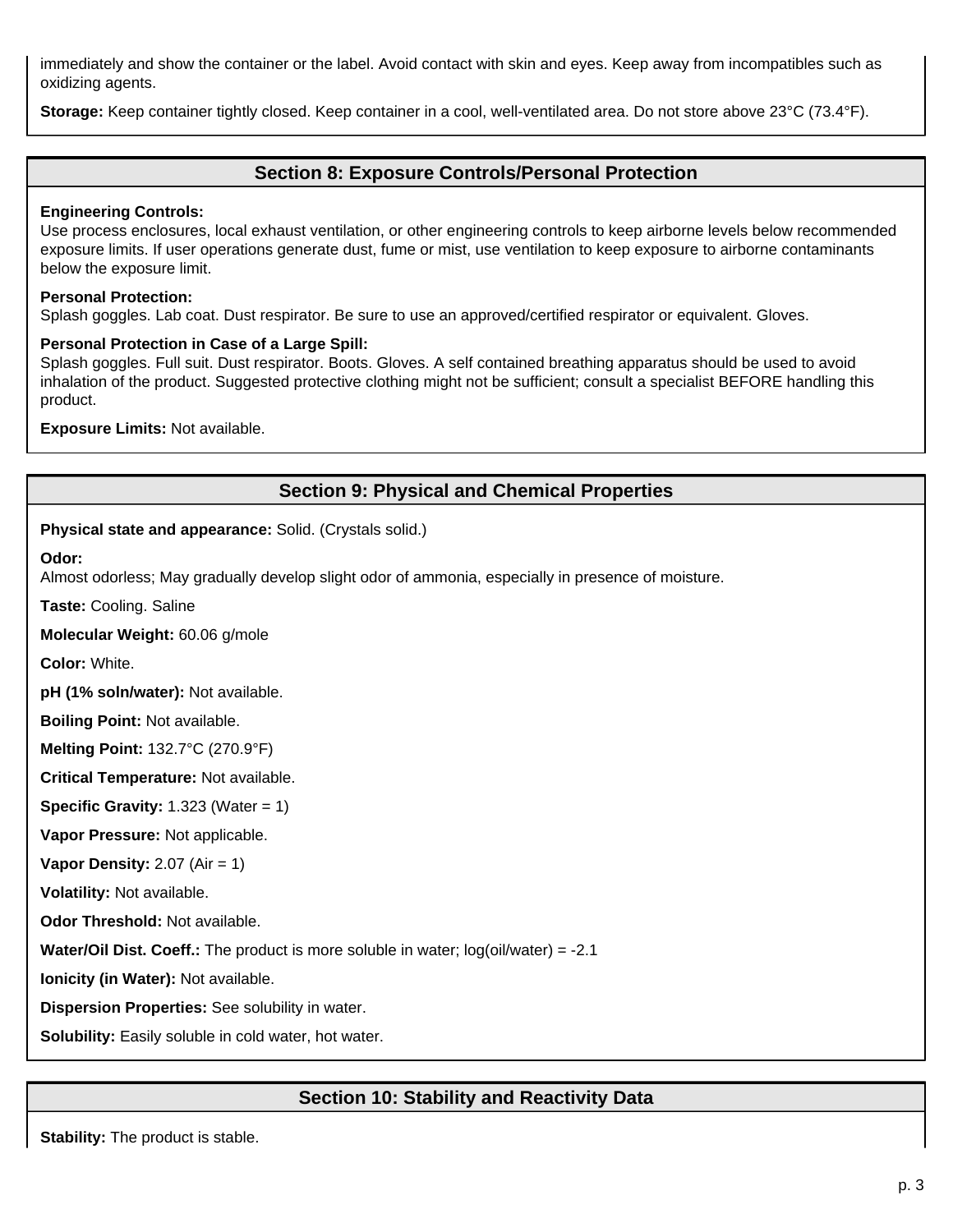immediately and show the container or the label. Avoid contact with skin and eyes. Keep away from incompatibles such as oxidizing agents.

**Storage:** Keep container tightly closed. Keep container in a cool, well-ventilated area. Do not store above 23°C (73.4°F).

## Section 8: Exposure Controls/Personal Protection

**Engineering Controls:**
Use process enclosures, local exhaust ventilation, or other engineering controls to keep airborne levels below recommended exposure limits. If user operations generate dust, fume or mist, use ventilation to keep exposure to airborne contaminants below the exposure limit.

**Personal Protection:**
Splash goggles. Lab coat. Dust respirator. Be sure to use an approved/certified respirator or equivalent. Gloves.

**Personal Protection in Case of a Large Spill:**
Splash goggles. Full suit. Dust respirator. Boots. Gloves. A self contained breathing apparatus should be used to avoid inhalation of the product. Suggested protective clothing might not be sufficient; consult a specialist BEFORE handling this product.

**Exposure Limits:** Not available.

## Section 9: Physical and Chemical Properties

**Physical state and appearance:** Solid. (Crystals solid.)

**Odor:**
Almost odorless; May gradually develop slight odor of ammonia, especially in presence of moisture.

**Taste:** Cooling. Saline

**Molecular Weight:** 60.06 g/mole

**Color:** White.

**pH (1% soln/water):** Not available.

**Boiling Point:** Not available.

**Melting Point:** 132.7°C (270.9°F)

**Critical Temperature:** Not available.

**Specific Gravity:** 1.323 (Water = 1)

**Vapor Pressure:** Not applicable.

**Vapor Density:** 2.07 (Air = 1)

**Volatility:** Not available.

**Odor Threshold:** Not available.

**Water/Oil Dist. Coeff.:** The product is more soluble in water; log(oil/water) = -2.1

**Ionicity (in Water):** Not available.

**Dispersion Properties:** See solubility in water.

**Solubility:** Easily soluble in cold water, hot water.

## Section 10: Stability and Reactivity Data

**Stability:** The product is stable.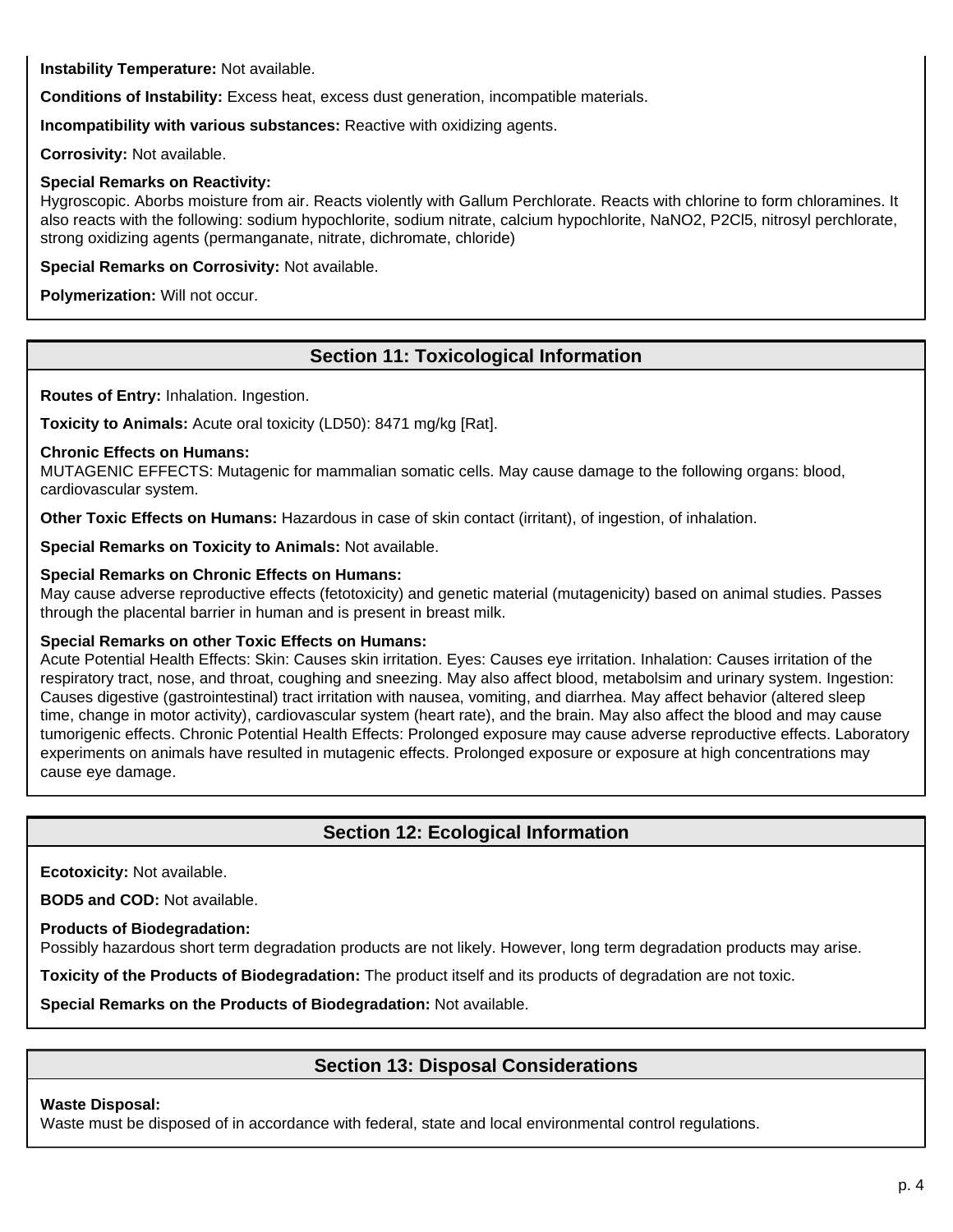**Instability Temperature:** Not available.

**Conditions of Instability:** Excess heat, excess dust generation, incompatible materials.

**Incompatibility with various substances:** Reactive with oxidizing agents.

**Corrosivity:** Not available.

**Special Remarks on Reactivity:**
Hygroscopic. Aborbs moisture from air. Reacts violently with Gallum Perchlorate. Reacts with chlorine to form chloramines. It also reacts with the following: sodium hypochlorite, sodium nitrate, calcium hypochlorite, $NaNO_2$, $P_2Cl_5$, nitrosyl perchlorate, strong oxidizing agents (permanganate, nitrate, dichromate, chloride)

**Special Remarks on Corrosivity:** Not available.

**Polymerization:** Will not occur.

## Section 11: Toxicological Information

**Routes of Entry:** Inhalation. Ingestion.

**Toxicity to Animals:** Acute oral toxicity (LD50): 8471 mg/kg [Rat].

**Chronic Effects on Humans:**
MUTAGENIC EFFECTS: Mutagenic for mammalian somatic cells. May cause damage to the following organs: blood, cardiovascular system.

**Other Toxic Effects on Humans:** Hazardous in case of skin contact (irritant), of ingestion, of inhalation.

**Special Remarks on Toxicity to Animals:** Not available.

**Special Remarks on Chronic Effects on Humans:**
May cause adverse reproductive effects (fetotoxicity) and genetic material (mutagenicity) based on animal studies. Passes through the placental barrier in human and is present in breast milk.

**Special Remarks on other Toxic Effects on Humans:**
Acute Potential Health Effects: Skin: Causes skin irritation. Eyes: Causes eye irritation. Inhalation: Causes irritation of the respiratory tract, nose, and throat, coughing and sneezing. May also affect blood, metabolsim and urinary system. Ingestion: Causes digestive (gastrointestinal) tract irritation with nausea, vomiting, and diarrhea. May affect behavior (altered sleep time, change in motor activity), cardiovascular system (heart rate), and the brain. May also affect the blood and may cause tumorigenic effects. Chronic Potential Health Effects: Prolonged exposure may cause adverse reproductive effects. Laboratory experiments on animals have resulted in mutagenic effects. Prolonged exposure or exposure at high concentrations may cause eye damage.

## Section 12: Ecological Information

**Ecotoxicity:** Not available.

**BOD5 and COD:** Not available.

**Products of Biodegradation:**
Possibly hazardous short term degradation products are not likely. However, long term degradation products may arise.

**Toxicity of the Products of Biodegradation:** The product itself and its products of degradation are not toxic.

**Special Remarks on the Products of Biodegradation:** Not available.

## Section 13: Disposal Considerations

**Waste Disposal:**
Waste must be disposed of in accordance with federal, state and local environmental control regulations.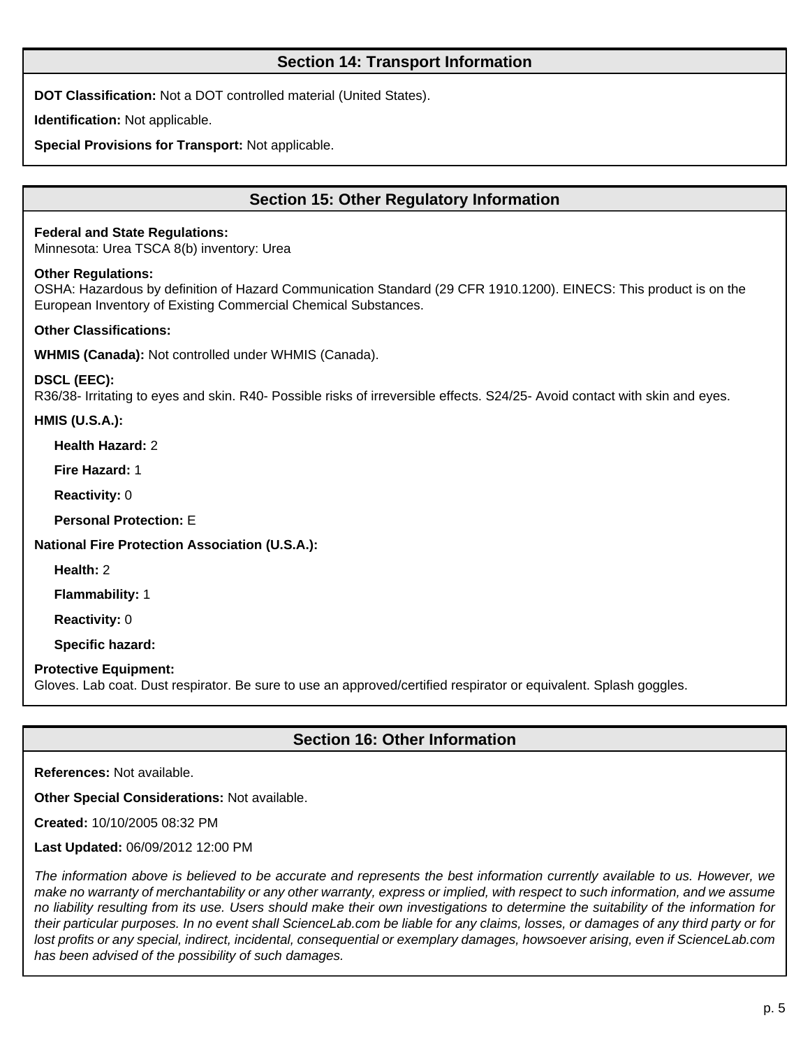## Section 14: Transport Information

**DOT Classification:** Not a DOT controlled material (United States).

**Identification:** Not applicable.

**Special Provisions for Transport:** Not applicable.

## Section 15: Other Regulatory Information

**Federal and State Regulations:**
Minnesota: Urea TSCA 8(b) inventory: Urea

**Other Regulations:**
OSHA: Hazardous by definition of Hazard Communication Standard (29 CFR 1910.1200). EINECS: This product is on the European Inventory of Existing Commercial Chemical Substances.

**Other Classifications:**

**WHMIS (Canada):** Not controlled under WHMIS (Canada).

**DSCL (EEC):**
R36/38- Irritating to eyes and skin. R40- Possible risks of irreversible effects. S24/25- Avoid contact with skin and eyes.

**HMIS (U.S.A.):**

- **Health Hazard:** 2
- **Fire Hazard:** 1
- **Reactivity:** 0
- **Personal Protection:** E

**National Fire Protection Association (U.S.A.):**

- **Health:** 2
- **Flammability:** 1
- **Reactivity:** 0
- **Specific hazard:**

**Protective Equipment:**
Gloves. Lab coat. Dust respirator. Be sure to use an approved/certified respirator or equivalent. Splash goggles.

## Section 16: Other Information

**References:** Not available.

**Other Special Considerations:** Not available.

**Created:** 10/10/2005 08:32 PM

**Last Updated:** 06/09/2012 12:00 PM

*The information above is believed to be accurate and represents the best information currently available to us. However, we make no warranty of merchantability or any other warranty, express or implied, with respect to such information, and we assume no liability resulting from its use. Users should make their own investigations to determine the suitability of the information for their particular purposes. In no event shall ScienceLab.com be liable for any claims, losses, or damages of any third party or for lost profits or any special, indirect, incidental, consequential or exemplary damages, howsoever arising, even if ScienceLab.com has been advised of the possibility of such damages.*